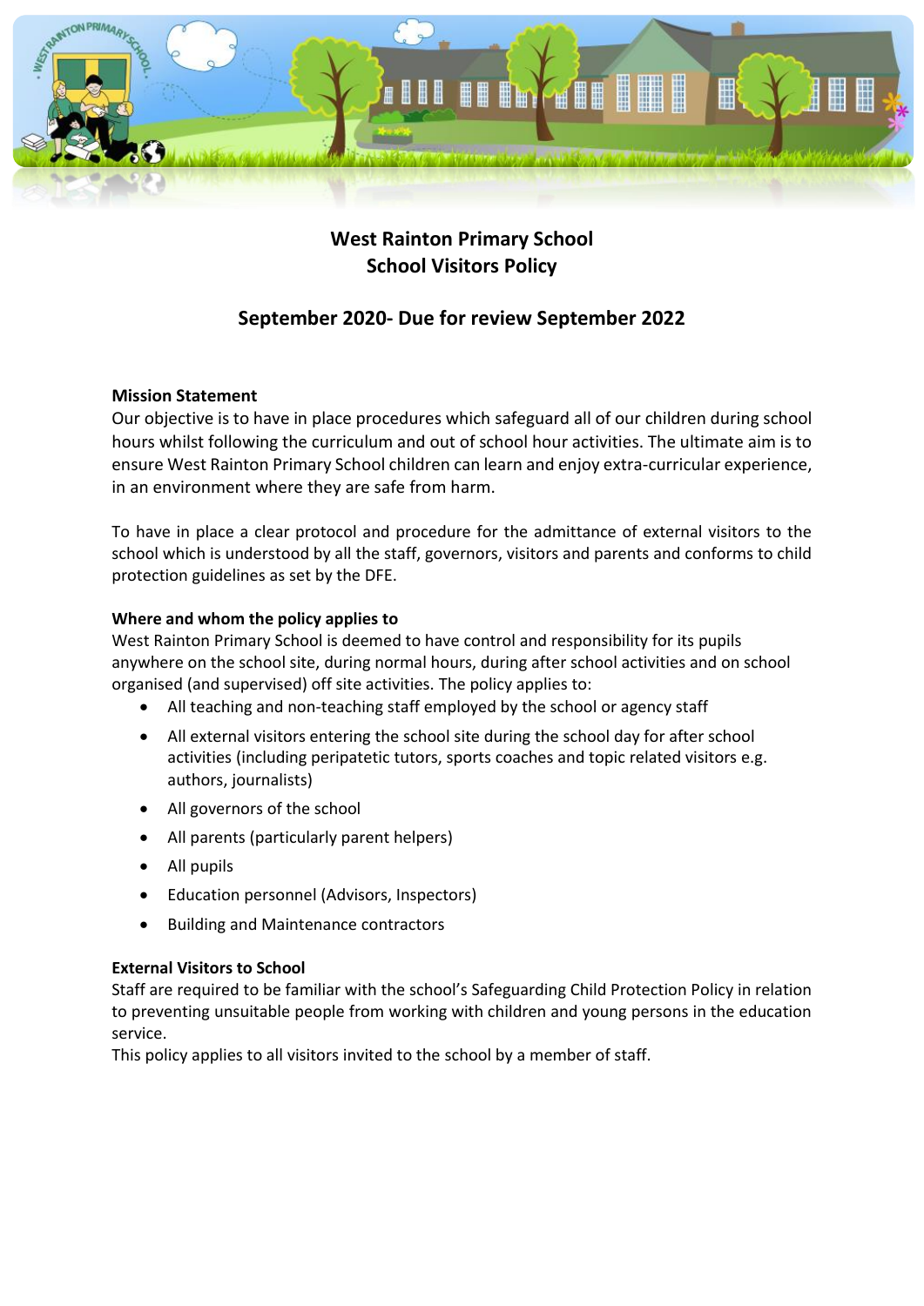# West Rainton Primary School
# School Visitors Policy

## September 2020- Due for review September 2022

**Mission Statement**

Our objective is to have in place procedures which safeguard all of our children during school hours whilst following the curriculum and out of school hour activities. The ultimate aim is to ensure West Rainton Primary School children can learn and enjoy extra-curricular experience, in an environment where they are safe from harm.

To have in place a clear protocol and procedure for the admittance of external visitors to the school which is understood by all the staff, governors, visitors and parents and conforms to child protection guidelines as set by the DFE.

**Where and whom the policy applies to**

West Rainton Primary School is deemed to have control and responsibility for its pupils anywhere on the school site, during normal hours, during after school activities and on school organised (and supervised) off site activities. The policy applies to:

- All teaching and non-teaching staff employed by the school or agency staff
- All external visitors entering the school site during the school day for after school activities (including peripatetic tutors, sports coaches and topic related visitors e.g. authors, journalists)
- All governors of the school
- All parents (particularly parent helpers)
- All pupils
- Education personnel (Advisors, Inspectors)
- Building and Maintenance contractors

**External Visitors to School**

Staff are required to be familiar with the school's Safeguarding Child Protection Policy in relation to preventing unsuitable people from working with children and young persons in the education service.

This policy applies to all visitors invited to the school by a member of staff.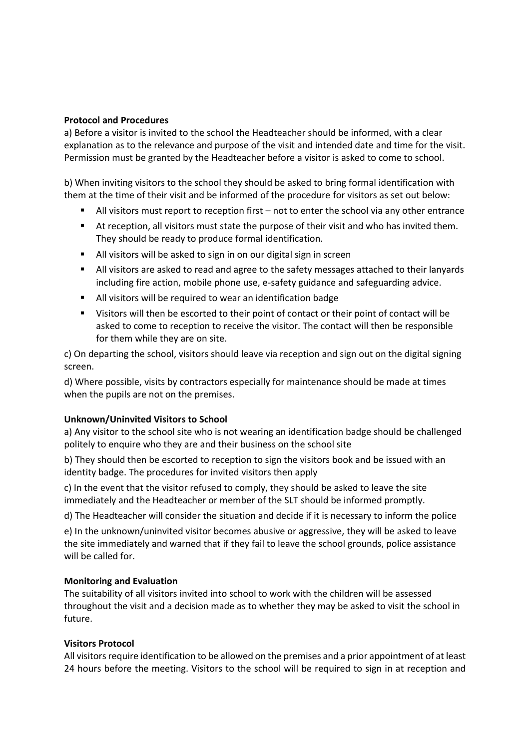**Protocol and Procedures**

a) Before a visitor is invited to the school the Headteacher should be informed, with a clear explanation as to the relevance and purpose of the visit and intended date and time for the visit. Permission must be granted by the Headteacher before a visitor is asked to come to school.

b) When inviting visitors to the school they should be asked to bring formal identification with them at the time of their visit and be informed of the procedure for visitors as set out below:

- All visitors must report to reception first – not to enter the school via any other entrance
- At reception, all visitors must state the purpose of their visit and who has invited them. They should be ready to produce formal identification.
- All visitors will be asked to sign in on our digital sign in screen
- All visitors are asked to read and agree to the safety messages attached to their lanyards including fire action, mobile phone use, e-safety guidance and safeguarding advice.
- All visitors will be required to wear an identification badge
- Visitors will then be escorted to their point of contact or their point of contact will be asked to come to reception to receive the visitor. The contact will then be responsible for them while they are on site.

c) On departing the school, visitors should leave via reception and sign out on the digital signing screen.

d) Where possible, visits by contractors especially for maintenance should be made at times when the pupils are not on the premises.

**Unknown/Uninvited Visitors to School**

a) Any visitor to the school site who is not wearing an identification badge should be challenged politely to enquire who they are and their business on the school site

b) They should then be escorted to reception to sign the visitors book and be issued with an identity badge. The procedures for invited visitors then apply

c) In the event that the visitor refused to comply, they should be asked to leave the site immediately and the Headteacher or member of the SLT should be informed promptly.

d) The Headteacher will consider the situation and decide if it is necessary to inform the police

e) In the unknown/uninvited visitor becomes abusive or aggressive, they will be asked to leave the site immediately and warned that if they fail to leave the school grounds, police assistance will be called for.

**Monitoring and Evaluation**

The suitability of all visitors invited into school to work with the children will be assessed throughout the visit and a decision made as to whether they may be asked to visit the school in future.

**Visitors Protocol**

All visitors require identification to be allowed on the premises and a prior appointment of at least 24 hours before the meeting. Visitors to the school will be required to sign in at reception and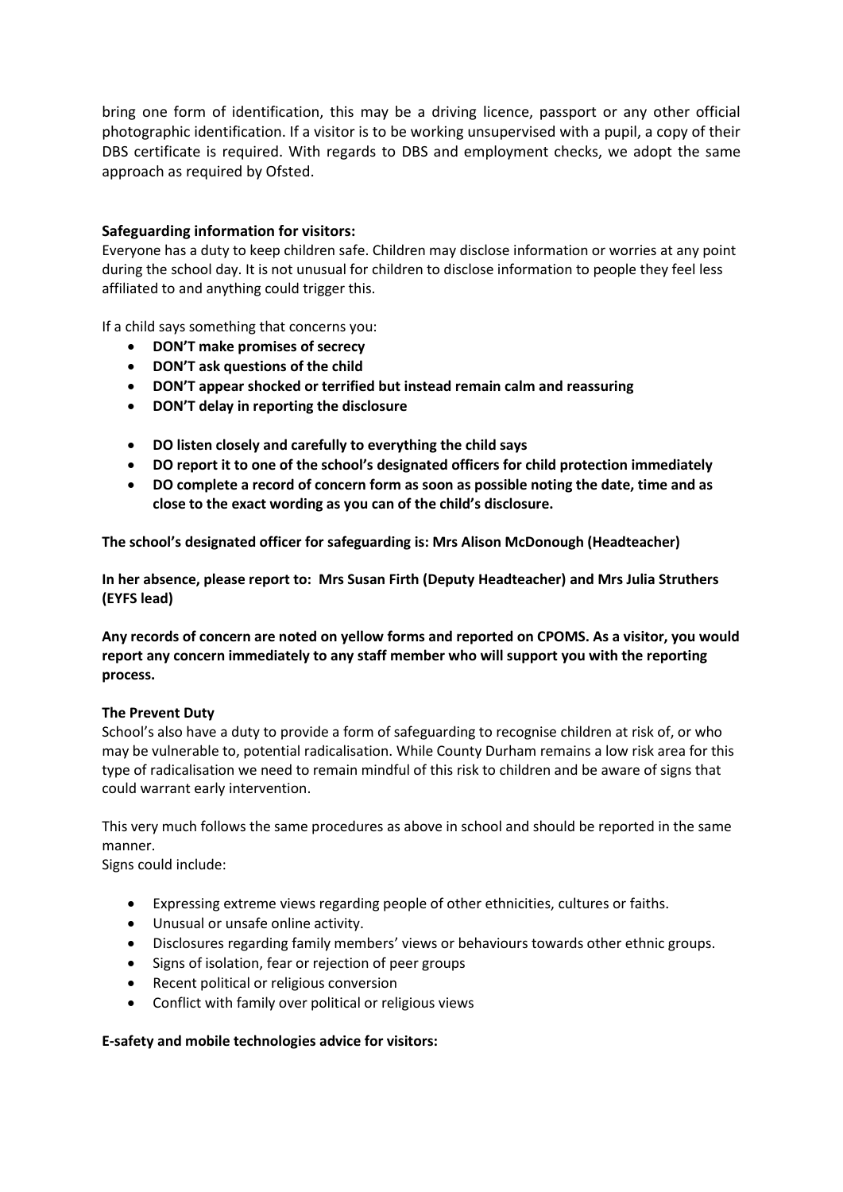bring one form of identification, this may be a driving licence, passport or any other official photographic identification. If a visitor is to be working unsupervised with a pupil, a copy of their DBS certificate is required. With regards to DBS and employment checks, we adopt the same approach as required by Ofsted.

**Safeguarding information for visitors:**

Everyone has a duty to keep children safe. Children may disclose information or worries at any point during the school day. It is not unusual for children to disclose information to people they feel less affiliated to and anything could trigger this.

If a child says something that concerns you:

- **DON'T make promises of secrecy**
- **DON'T ask questions of the child**
- **DON'T appear shocked or terrified but instead remain calm and reassuring**
- **DON'T delay in reporting the disclosure**

- **DO listen closely and carefully to everything the child says**
- **DO report it to one of the school's designated officers for child protection immediately**
- **DO complete a record of concern form as soon as possible noting the date, time and as close to the exact wording as you can of the child's disclosure.**

**The school's designated officer for safeguarding is: Mrs Alison McDonough (Headteacher)**

**In her absence, please report to: Mrs Susan Firth (Deputy Headteacher) and Mrs Julia Struthers (EYFS lead)**

**Any records of concern are noted on yellow forms and reported on CPOMS. As a visitor, you would report any concern immediately to any staff member who will support you with the reporting process.**

**The Prevent Duty**

School's also have a duty to provide a form of safeguarding to recognise children at risk of, or who may be vulnerable to, potential radicalisation. While County Durham remains a low risk area for this type of radicalisation we need to remain mindful of this risk to children and be aware of signs that could warrant early intervention.

This very much follows the same procedures as above in school and should be reported in the same manner.

Signs could include:

- Expressing extreme views regarding people of other ethnicities, cultures or faiths.
- Unusual or unsafe online activity.
- Disclosures regarding family members' views or behaviours towards other ethnic groups.
- Signs of isolation, fear or rejection of peer groups
- Recent political or religious conversion
- Conflict with family over political or religious views

**E-safety and mobile technologies advice for visitors:**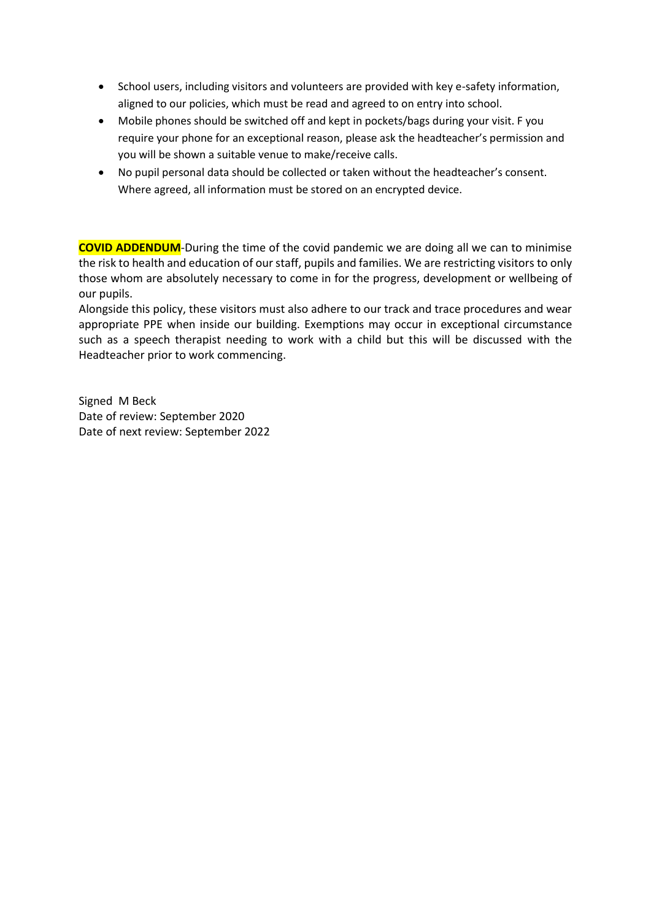- School users, including visitors and volunteers are provided with key e-safety information, aligned to our policies, which must be read and agreed to on entry into school.
- Mobile phones should be switched off and kept in pockets/bags during your visit. F you require your phone for an exceptional reason, please ask the headteacher's permission and you will be shown a suitable venue to make/receive calls.
- No pupil personal data should be collected or taken without the headteacher's consent. Where agreed, all information must be stored on an encrypted device.

**COVID ADDENDUM**-During the time of the covid pandemic we are doing all we can to minimise the risk to health and education of our staff, pupils and families. We are restricting visitors to only those whom are absolutely necessary to come in for the progress, development or wellbeing of our pupils.

Alongside this policy, these visitors must also adhere to our track and trace procedures and wear appropriate PPE when inside our building. Exemptions may occur in exceptional circumstance such as a speech therapist needing to work with a child but this will be discussed with the Headteacher prior to work commencing.

Signed M Beck
Date of review: September 2020
Date of next review: September 2022